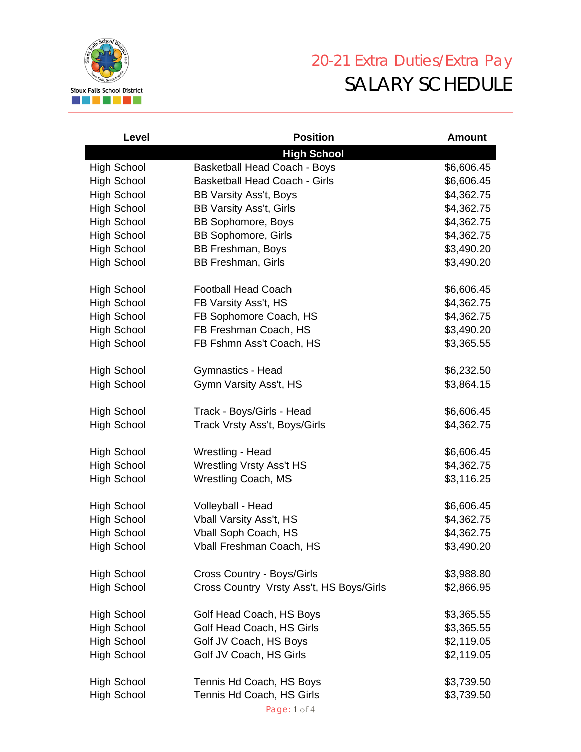Sioux Falls School District

# 20-21 Extra Duties/Extra Pay
# SALARY SCHEDULE

| Level | Position | Amount |
|---|---|---|
| | **High School** | |
| High School | Basketball Head Coach - Boys | $6,606.45 |
| High School | Basketball Head Coach - Girls | $6,606.45 |
| High School | BB Varsity Ass't, Boys | $4,362.75 |
| High School | BB Varsity Ass't, Girls | $4,362.75 |
| High School | BB Sophomore, Boys | $4,362.75 |
| High School | BB Sophomore, Girls | $4,362.75 |
| High School | BB Freshman, Boys | $3,490.20 |
| High School | BB Freshman, Girls | $3,490.20 |
| | | |
| High School | Football Head Coach | $6,606.45 |
| High School | FB Varsity Ass't, HS | $4,362.75 |
| High School | FB Sophomore Coach, HS | $4,362.75 |
| High School | FB Freshman Coach, HS | $3,490.20 |
| High School | FB Fshmn Ass't Coach, HS | $3,365.55 |
| | | |
| High School | Gymnastics - Head | $6,232.50 |
| High School | Gymn Varsity Ass't, HS | $3,864.15 |
| | | |
| High School | Track - Boys/Girls - Head | $6,606.45 |
| High School | Track Vrsty Ass't, Boys/Girls | $4,362.75 |
| | | |
| High School | Wrestling - Head | $6,606.45 |
| High School | Wrestling Vrsty Ass't HS | $4,362.75 |
| High School | Wrestling Coach, MS | $3,116.25 |
| | | |
| High School | Volleyball - Head | $6,606.45 |
| High School | Vball Varsity Ass't, HS | $4,362.75 |
| High School | Vball Soph Coach, HS | $4,362.75 |
| High School | Vball Freshman Coach, HS | $3,490.20 |
| | | |
| High School | Cross Country - Boys/Girls | $3,988.80 |
| High School | Cross Country Vrsty Ass't, HS Boys/Girls | $2,866.95 |
| | | |
| High School | Golf Head Coach, HS Boys | $3,365.55 |
| High School | Golf Head Coach, HS Girls | $3,365.55 |
| High School | Golf JV Coach, HS Boys | $2,119.05 |
| High School | Golf JV Coach, HS Girls | $2,119.05 |
| | | |
| High School | Tennis Hd Coach, HS Boys | $3,739.50 |
| High School | Tennis Hd Coach, HS Girls | $3,739.50 |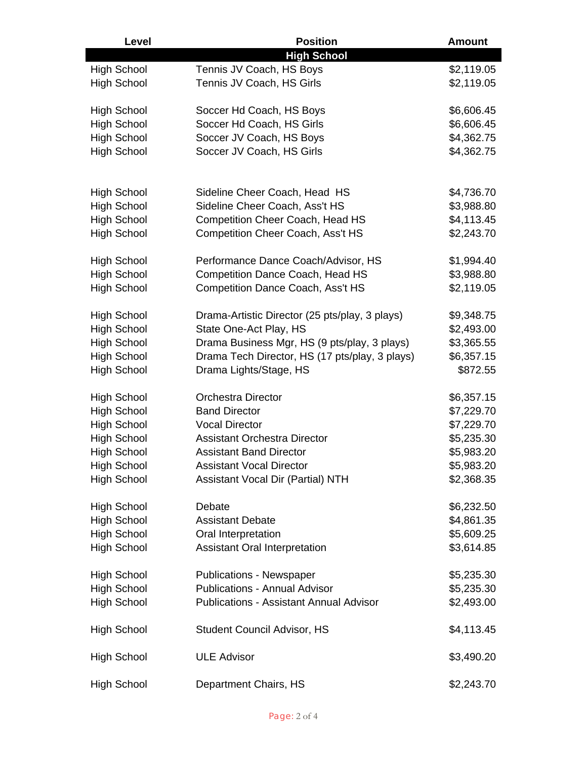| Level | Position | Amount |
|---|---|---|
| | **High School** | |
| High School | Tennis JV Coach, HS Boys | $2,119.05 |
| High School | Tennis JV Coach, HS Girls | $2,119.05 |
| | | |
| High School | Soccer Hd Coach, HS Boys | $6,606.45 |
| High School | Soccer Hd Coach, HS Girls | $6,606.45 |
| High School | Soccer JV Coach, HS Boys | $4,362.75 |
| High School | Soccer JV Coach, HS Girls | $4,362.75 |
| | | |
| High School | Sideline Cheer Coach, Head HS | $4,736.70 |
| High School | Sideline Cheer Coach, Ass't HS | $3,988.80 |
| High School | Competition Cheer Coach, Head HS | $4,113.45 |
| High School | Competition Cheer Coach, Ass't HS | $2,243.70 |
| | | |
| High School | Performance Dance Coach/Advisor, HS | $1,994.40 |
| High School | Competition Dance Coach, Head HS | $3,988.80 |
| High School | Competition Dance Coach, Ass't HS | $2,119.05 |
| | | |
| High School | Drama-Artistic Director (25 pts/play, 3 plays) | $9,348.75 |
| High School | State One-Act Play, HS | $2,493.00 |
| High School | Drama Business Mgr, HS (9 pts/play, 3 plays) | $3,365.55 |
| High School | Drama Tech Director, HS (17 pts/play, 3 plays) | $6,357.15 |
| High School | Drama Lights/Stage, HS | $872.55 |
| | | |
| High School | Orchestra Director | $6,357.15 |
| High School | Band Director | $7,229.70 |
| High School | Vocal Director | $7,229.70 |
| High School | Assistant Orchestra Director | $5,235.30 |
| High School | Assistant Band Director | $5,983.20 |
| High School | Assistant Vocal Director | $5,983.20 |
| High School | Assistant Vocal Dir (Partial) NTH | $2,368.35 |
| | | |
| High School | Debate | $6,232.50 |
| High School | Assistant Debate | $4,861.35 |
| High School | Oral Interpretation | $5,609.25 |
| High School | Assistant Oral Interpretation | $3,614.85 |
| | | |
| High School | Publications - Newspaper | $5,235.30 |
| High School | Publications - Annual Advisor | $5,235.30 |
| High School | Publications - Assistant Annual Advisor | $2,493.00 |
| | | |
| High School | Student Council Advisor, HS | $4,113.45 |
| | | |
| High School | ULE Advisor | $3,490.20 |
| | | |
| High School | Department Chairs, HS | $2,243.70 |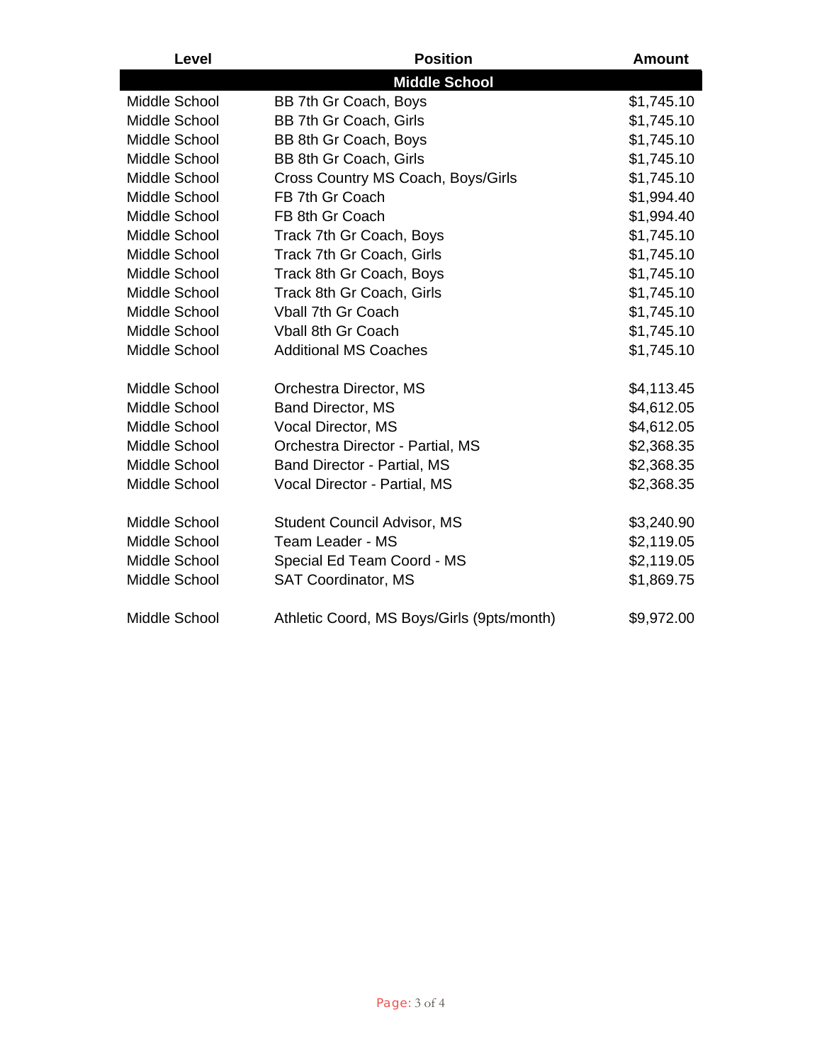| Level | Position | Amount |
|---|---|---|
| | **Middle School** | |
| Middle School | BB 7th Gr Coach, Boys | $1,745.10 |
| Middle School | BB 7th Gr Coach, Girls | $1,745.10 |
| Middle School | BB 8th Gr Coach, Boys | $1,745.10 |
| Middle School | BB 8th Gr Coach, Girls | $1,745.10 |
| Middle School | Cross Country MS Coach, Boys/Girls | $1,745.10 |
| Middle School | FB 7th Gr Coach | $1,994.40 |
| Middle School | FB 8th Gr Coach | $1,994.40 |
| Middle School | Track 7th Gr Coach, Boys | $1,745.10 |
| Middle School | Track 7th Gr Coach, Girls | $1,745.10 |
| Middle School | Track 8th Gr Coach, Boys | $1,745.10 |
| Middle School | Track 8th Gr Coach, Girls | $1,745.10 |
| Middle School | Vball 7th Gr Coach | $1,745.10 |
| Middle School | Vball 8th Gr Coach | $1,745.10 |
| Middle School | Additional MS Coaches | $1,745.10 |
| | | |
| Middle School | Orchestra Director, MS | $4,113.45 |
| Middle School | Band Director, MS | $4,612.05 |
| Middle School | Vocal Director, MS | $4,612.05 |
| Middle School | Orchestra Director - Partial, MS | $2,368.35 |
| Middle School | Band Director - Partial, MS | $2,368.35 |
| Middle School | Vocal Director - Partial, MS | $2,368.35 |
| | | |
| Middle School | Student Council Advisor, MS | $3,240.90 |
| Middle School | Team Leader - MS | $2,119.05 |
| Middle School | Special Ed Team Coord - MS | $2,119.05 |
| Middle School | SAT Coordinator, MS | $1,869.75 |
| | | |
| Middle School | Athletic Coord, MS Boys/Girls (9pts/month) | $9,972.00 |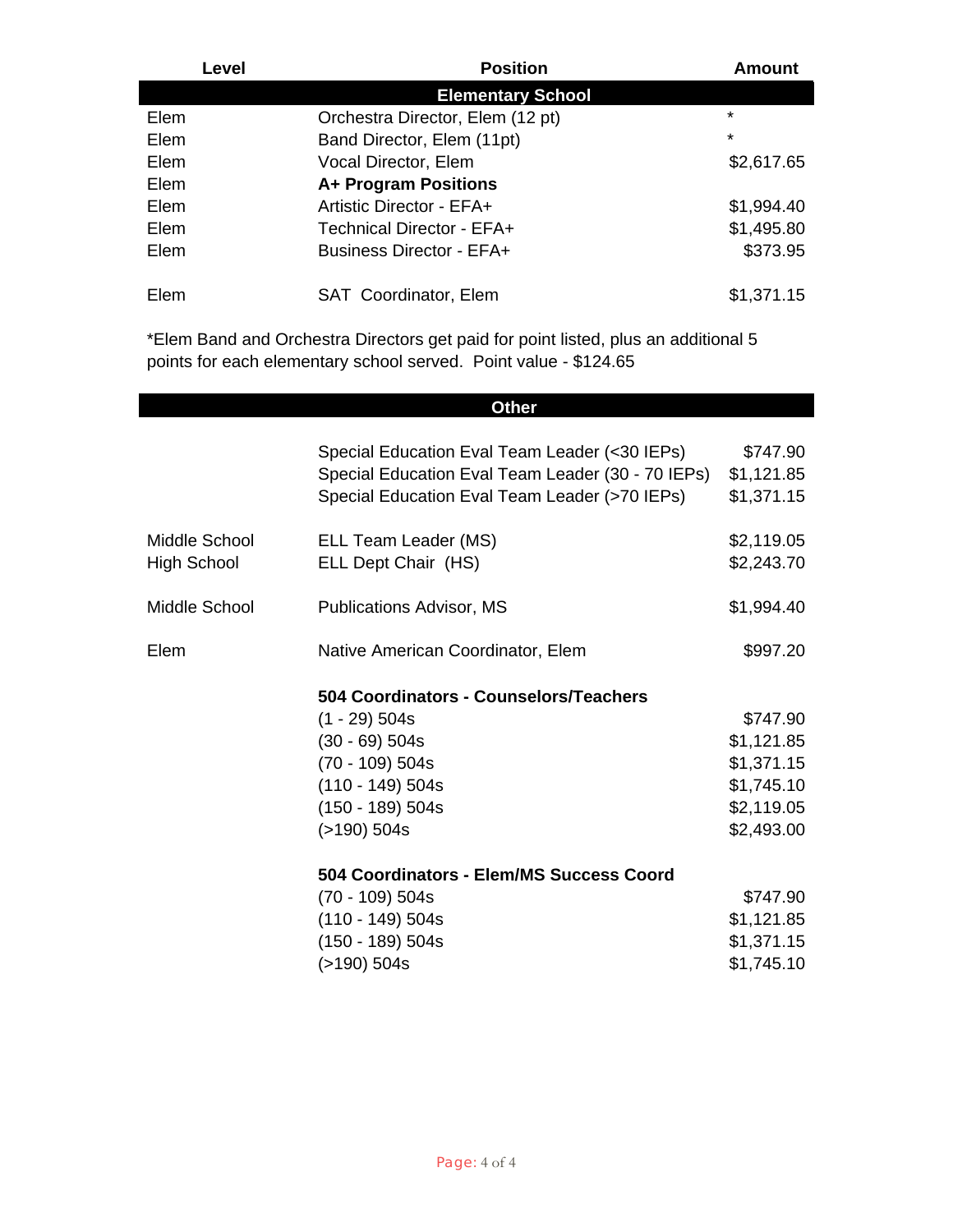| Level | Position | Amount |
| --- | --- | --- |
| | **Elementary School** | |
| Elem | Orchestra Director, Elem (12 pt) | * |
| Elem | Band Director, Elem (11pt) | * |
| Elem | Vocal Director, Elem | $2,617.65 |
| Elem | **A+ Program Positions** | |
| Elem | Artistic Director - EFA+ | $1,994.40 |
| Elem | Technical Director - EFA+ | $1,495.80 |
| Elem | Business Director - EFA+ | $373.95 |
| Elem | SAT Coordinator, Elem | $1,371.15 |

*Elem Band and Orchestra Directors get paid for point listed, plus an additional 5 points for each elementary school served. Point value - $124.65

| | | |
| --- | --- | --- |
| | **Other** | |
| | Special Education Eval Team Leader (<30 IEPs) | $747.90 |
| | Special Education Eval Team Leader (30 - 70 IEPs) | $1,121.85 |
| | Special Education Eval Team Leader (>70 IEPs) | $1,371.15 |
| Middle School | ELL Team Leader (MS) | $2,119.05 |
| High School | ELL Dept Chair (HS) | $2,243.70 |
| Middle School | Publications Advisor, MS | $1,994.40 |
| Elem | Native American Coordinator, Elem | $997.20 |
| | **504 Coordinators - Counselors/Teachers** | |
| | (1 - 29) 504s | $747.90 |
| | (30 - 69) 504s | $1,121.85 |
| | (70 - 109) 504s | $1,371.15 |
| | (110 - 149) 504s | $1,745.10 |
| | (150 - 189) 504s | $2,119.05 |
| | (>190) 504s | $2,493.00 |
| | **504 Coordinators - Elem/MS Success Coord** | |
| | (70 - 109) 504s | $747.90 |
| | (110 - 149) 504s | $1,121.85 |
| | (150 - 189) 504s | $1,371.15 |
| | (>190) 504s | $1,745.10 |